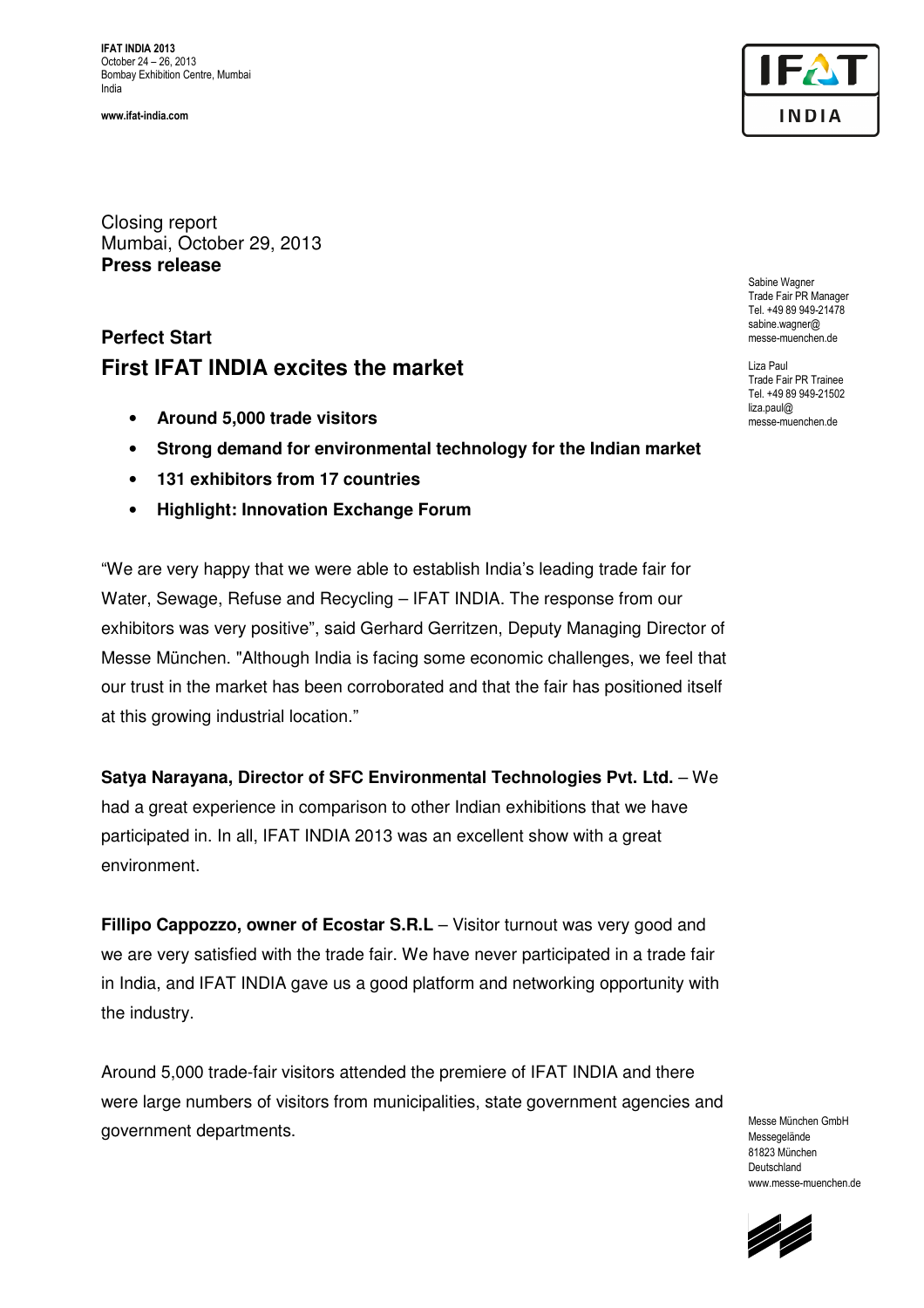**IFAT INDIA 2013**
October 24 – 26, 2013
Bombay Exhibition Centre, Mumbai
India

**www.ifat-india.com**

Closing report
Mumbai, October 29, 2013
**Press release**

Sabine Wagner
Trade Fair PR Manager
Tel. +49 89 949-21478
sabine.wagner@
messe-muenchen.de

Liza Paul
Trade Fair PR Trainee
Tel. +49 89 949-21502
liza.paul@
messe-muenchen.de

## Perfect Start

# First IFAT INDIA excites the market

- **Around 5,000 trade visitors**
- **Strong demand for environmental technology for the Indian market**
- **131 exhibitors from 17 countries**
- **Highlight: Innovation Exchange Forum**

"We are very happy that we were able to establish India's leading trade fair for Water, Sewage, Refuse and Recycling – IFAT INDIA. The response from our exhibitors was very positive", said Gerhard Gerritzen, Deputy Managing Director of Messe München. "Although India is facing some economic challenges, we feel that our trust in the market has been corroborated and that the fair has positioned itself at this growing industrial location."

**Satya Narayana, Director of SFC Environmental Technologies Pvt. Ltd.** – We had a great experience in comparison to other Indian exhibitions that we have participated in. In all, IFAT INDIA 2013 was an excellent show with a great environment.

**Fillipo Cappozzo, owner of Ecostar S.R.L** – Visitor turnout was very good and we are very satisfied with the trade fair. We have never participated in a trade fair in India, and IFAT INDIA gave us a good platform and networking opportunity with the industry.

Around 5,000 trade-fair visitors attended the premiere of IFAT INDIA and there were large numbers of visitors from municipalities, state government agencies and government departments.

Messe München GmbH
Messegelände
81823 München
Deutschland
www.messe-muenchen.de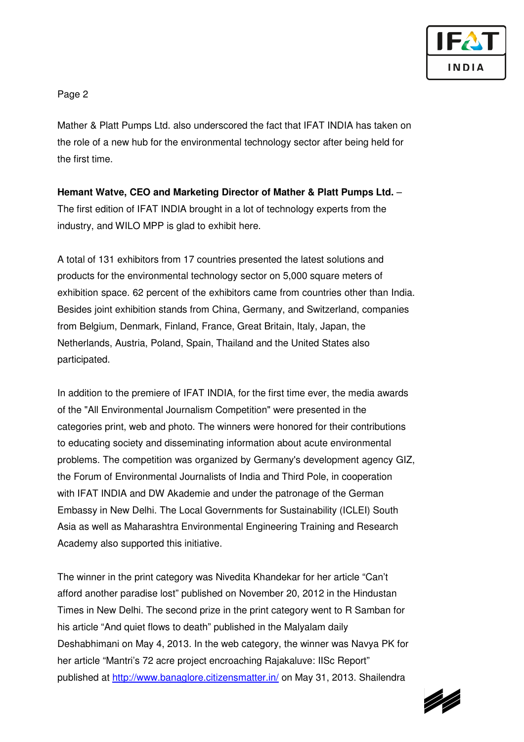Mather & Platt Pumps Ltd. also underscored the fact that IFAT INDIA has taken on the role of a new hub for the environmental technology sector after being held for the first time.

**Hemant Watve, CEO and Marketing Director of Mather & Platt Pumps Ltd.** – The first edition of IFAT INDIA brought in a lot of technology experts from the industry, and WILO MPP is glad to exhibit here.

A total of 131 exhibitors from 17 countries presented the latest solutions and products for the environmental technology sector on 5,000 square meters of exhibition space. 62 percent of the exhibitors came from countries other than India. Besides joint exhibition stands from China, Germany, and Switzerland, companies from Belgium, Denmark, Finland, France, Great Britain, Italy, Japan, the Netherlands, Austria, Poland, Spain, Thailand and the United States also participated.

In addition to the premiere of IFAT INDIA, for the first time ever, the media awards of the "All Environmental Journalism Competition" were presented in the categories print, web and photo. The winners were honored for their contributions to educating society and disseminating information about acute environmental problems. The competition was organized by Germany's development agency GIZ, the Forum of Environmental Journalists of India and Third Pole, in cooperation with IFAT INDIA and DW Akademie and under the patronage of the German Embassy in New Delhi. The Local Governments for Sustainability (ICLEI) South Asia as well as Maharashtra Environmental Engineering Training and Research Academy also supported this initiative.

The winner in the print category was Nivedita Khandekar for her article "Can't afford another paradise lost" published on November 20, 2012 in the Hindustan Times in New Delhi. The second prize in the print category went to R Samban for his article "And quiet flows to death" published in the Malyalam daily Deshabhimani on May 4, 2013. In the web category, the winner was Navya PK for her article "Mantri's 72 acre project encroaching Rajakaluve: IISc Report" published at http://www.banaglore.citizensmatter.in/ on May 31, 2013. Shailendra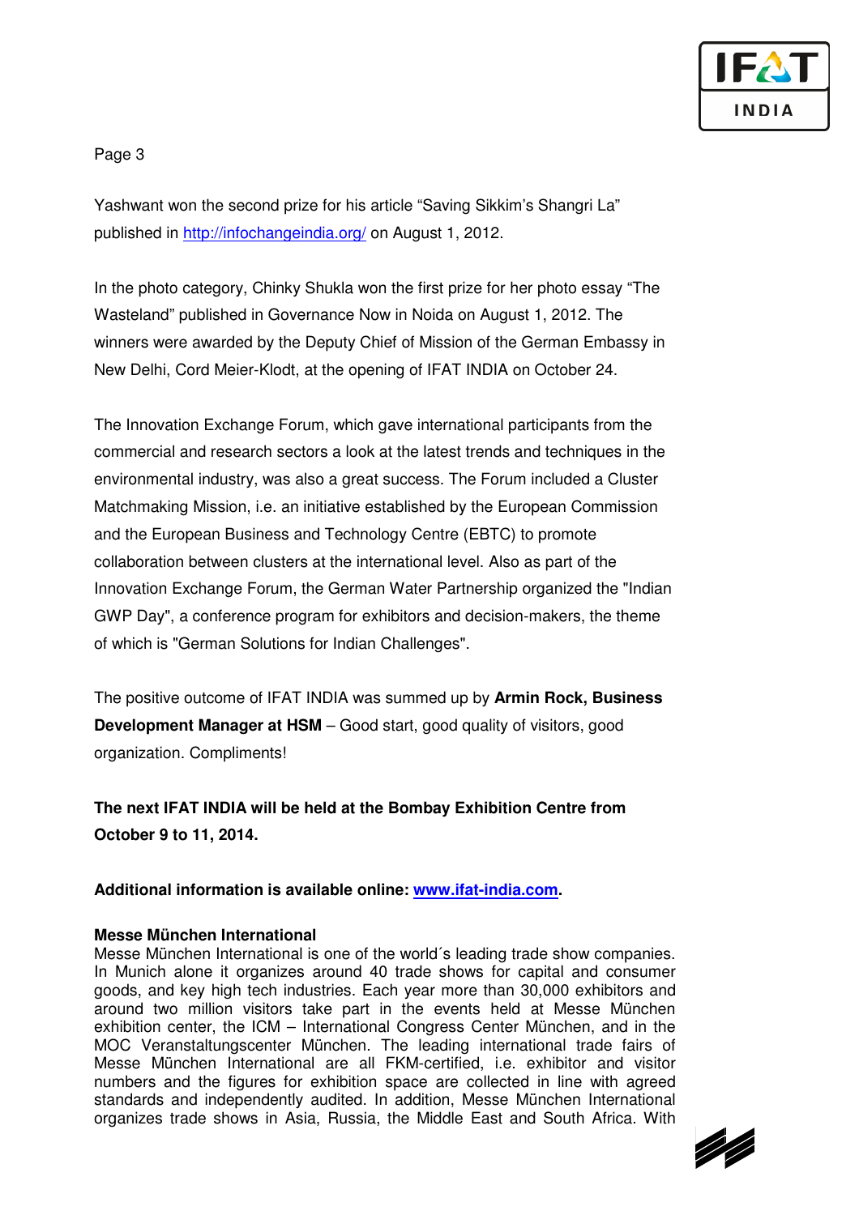Yashwant won the second prize for his article "Saving Sikkim's Shangri La" published in http://infochangeindia.org/ on August 1, 2012.

In the photo category, Chinky Shukla won the first prize for her photo essay "The Wasteland" published in Governance Now in Noida on August 1, 2012. The winners were awarded by the Deputy Chief of Mission of the German Embassy in New Delhi, Cord Meier-Klodt, at the opening of IFAT INDIA on October 24.

The Innovation Exchange Forum, which gave international participants from the commercial and research sectors a look at the latest trends and techniques in the environmental industry, was also a great success. The Forum included a Cluster Matchmaking Mission, i.e. an initiative established by the European Commission and the European Business and Technology Centre (EBTC) to promote collaboration between clusters at the international level. Also as part of the Innovation Exchange Forum, the German Water Partnership organized the "Indian GWP Day", a conference program for exhibitors and decision-makers, the theme of which is "German Solutions for Indian Challenges".

The positive outcome of IFAT INDIA was summed up by **Armin Rock, Business Development Manager at HSM** – Good start, good quality of visitors, good organization. Compliments!

**The next IFAT INDIA will be held at the Bombay Exhibition Centre from October 9 to 11, 2014.**

**Additional information is available online: www.ifat-india.com.**

**Messe München International**

Messe München International is one of the world´s leading trade show companies. In Munich alone it organizes around 40 trade shows for capital and consumer goods, and key high tech industries. Each year more than 30,000 exhibitors and around two million visitors take part in the events held at Messe München exhibition center, the ICM – International Congress Center München, and in the MOC Veranstaltungscenter München. The leading international trade fairs of Messe München International are all FKM-certified, i.e. exhibitor and visitor numbers and the figures for exhibition space are collected in line with agreed standards and independently audited. In addition, Messe München International organizes trade shows in Asia, Russia, the Middle East and South Africa. With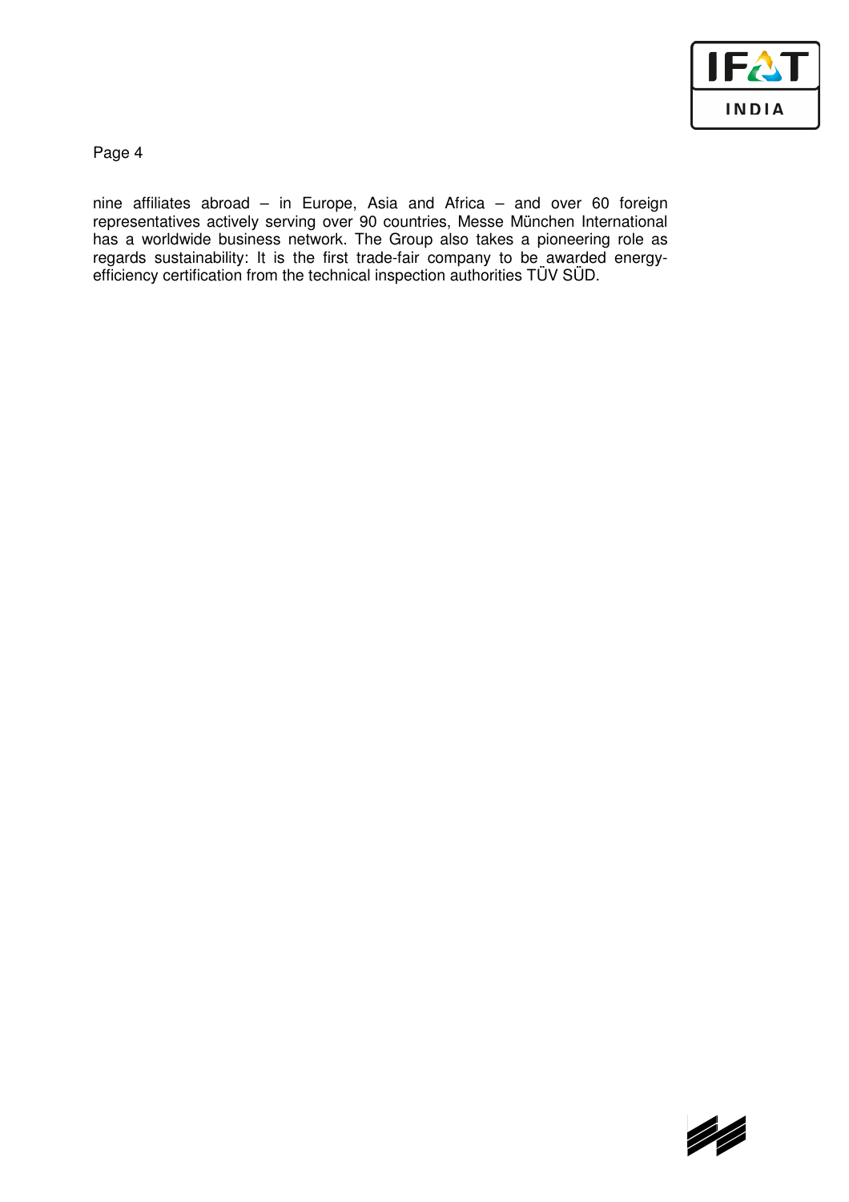nine affiliates abroad – in Europe, Asia and Africa – and over 60 foreign representatives actively serving over 90 countries, Messe München International has a worldwide business network. The Group also takes a pioneering role as regards sustainability: It is the first trade-fair company to be awarded energy-efficiency certification from the technical inspection authorities TÜV SÜD.